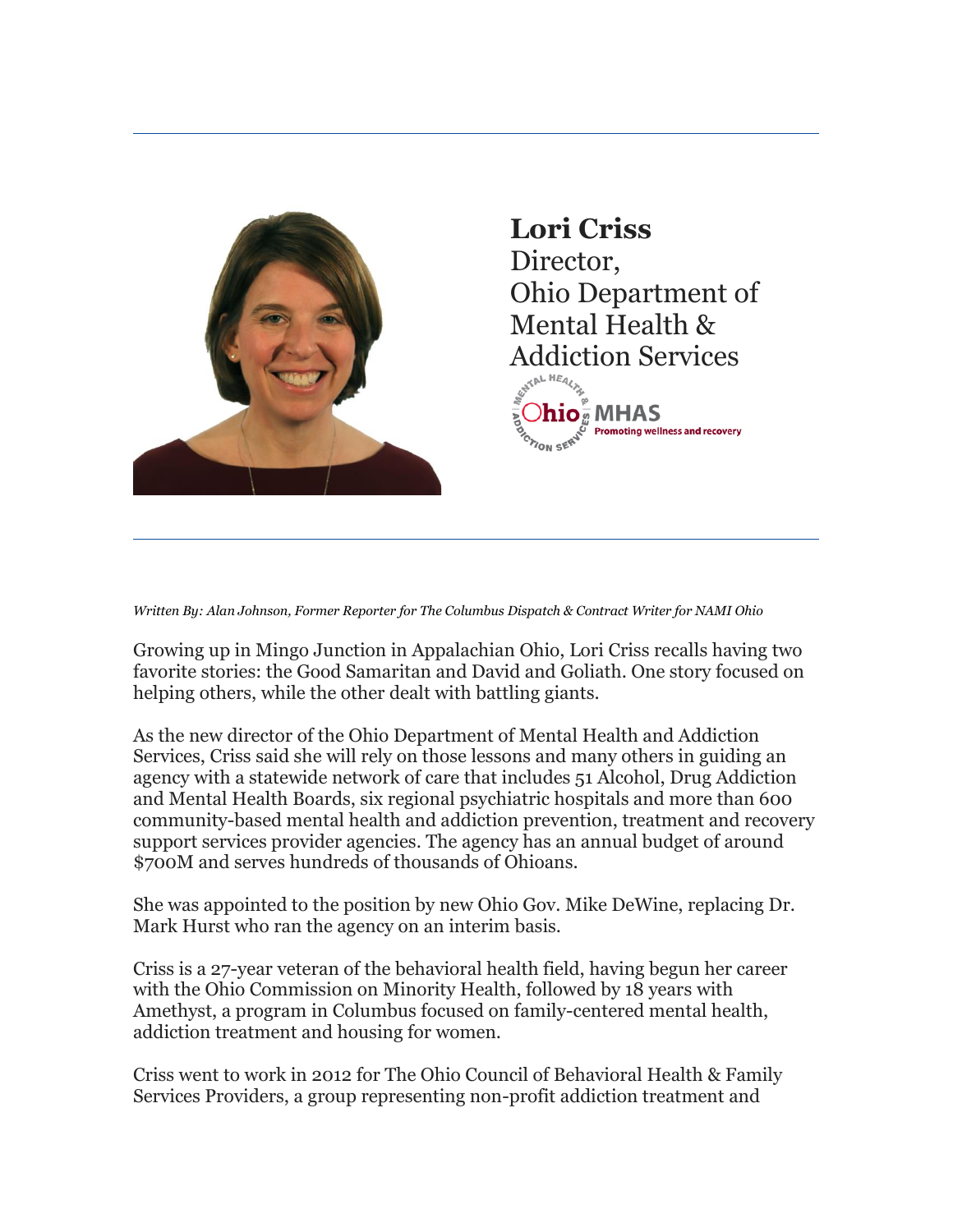**Lori Criss**
Director,
Ohio Department of
Mental Health &
Addiction Services

*Written By: Alan Johnson, Former Reporter for The Columbus Dispatch & Contract Writer for NAMI Ohio*

Growing up in Mingo Junction in Appalachian Ohio, Lori Criss recalls having two favorite stories: the Good Samaritan and David and Goliath. One story focused on helping others, while the other dealt with battling giants.

As the new director of the Ohio Department of Mental Health and Addiction Services, Criss said she will rely on those lessons and many others in guiding an agency with a statewide network of care that includes 51 Alcohol, Drug Addiction and Mental Health Boards, six regional psychiatric hospitals and more than 600 community-based mental health and addiction prevention, treatment and recovery support services provider agencies. The agency has an annual budget of around $700M and serves hundreds of thousands of Ohioans.

She was appointed to the position by new Ohio Gov. Mike DeWine, replacing Dr. Mark Hurst who ran the agency on an interim basis.

Criss is a 27-year veteran of the behavioral health field, having begun her career with the Ohio Commission on Minority Health, followed by 18 years with Amethyst, a program in Columbus focused on family-centered mental health, addiction treatment and housing for women.

Criss went to work in 2012 for The Ohio Council of Behavioral Health & Family Services Providers, a group representing non-profit addiction treatment and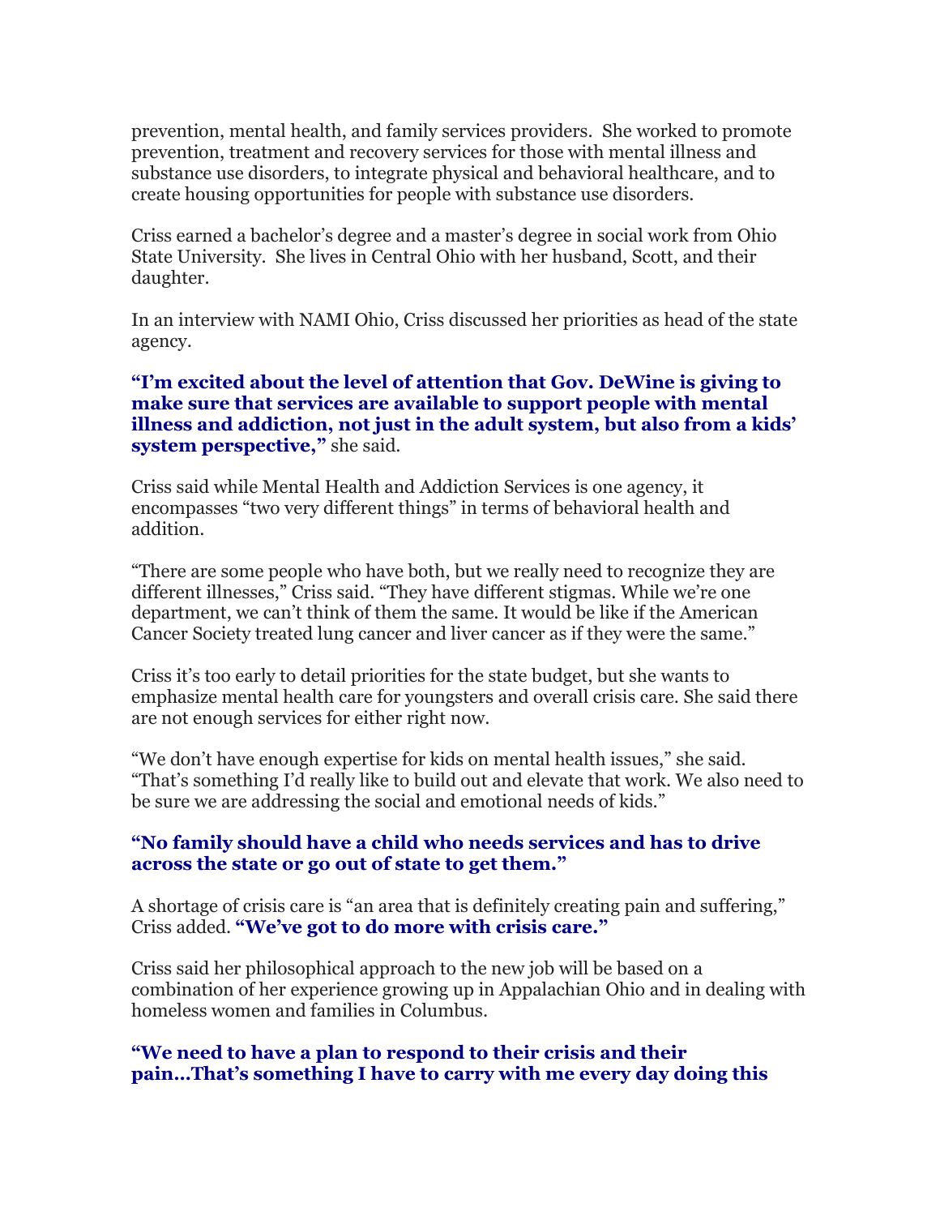prevention, mental health, and family services providers. She worked to promote prevention, treatment and recovery services for those with mental illness and substance use disorders, to integrate physical and behavioral healthcare, and to create housing opportunities for people with substance use disorders.

Criss earned a bachelor's degree and a master's degree in social work from Ohio State University. She lives in Central Ohio with her husband, Scott, and their daughter.

In an interview with NAMI Ohio, Criss discussed her priorities as head of the state agency.

**"I'm excited about the level of attention that Gov. DeWine is giving to make sure that services are available to support people with mental illness and addiction, not just in the adult system, but also from a kids' system perspective,"** she said.

Criss said while Mental Health and Addiction Services is one agency, it encompasses "two very different things" in terms of behavioral health and addition.

"There are some people who have both, but we really need to recognize they are different illnesses," Criss said. "They have different stigmas. While we're one department, we can't think of them the same. It would be like if the American Cancer Society treated lung cancer and liver cancer as if they were the same."

Criss it's too early to detail priorities for the state budget, but she wants to emphasize mental health care for youngsters and overall crisis care. She said there are not enough services for either right now.

"We don't have enough expertise for kids on mental health issues," she said. "That's something I'd really like to build out and elevate that work. We also need to be sure we are addressing the social and emotional needs of kids."

**"No family should have a child who needs services and has to drive across the state or go out of state to get them."**

A shortage of crisis care is "an area that is definitely creating pain and suffering," Criss added. **"We've got to do more with crisis care."**

Criss said her philosophical approach to the new job will be based on a combination of her experience growing up in Appalachian Ohio and in dealing with homeless women and families in Columbus.

**"We need to have a plan to respond to their crisis and their pain…That's something I have to carry with me every day doing this**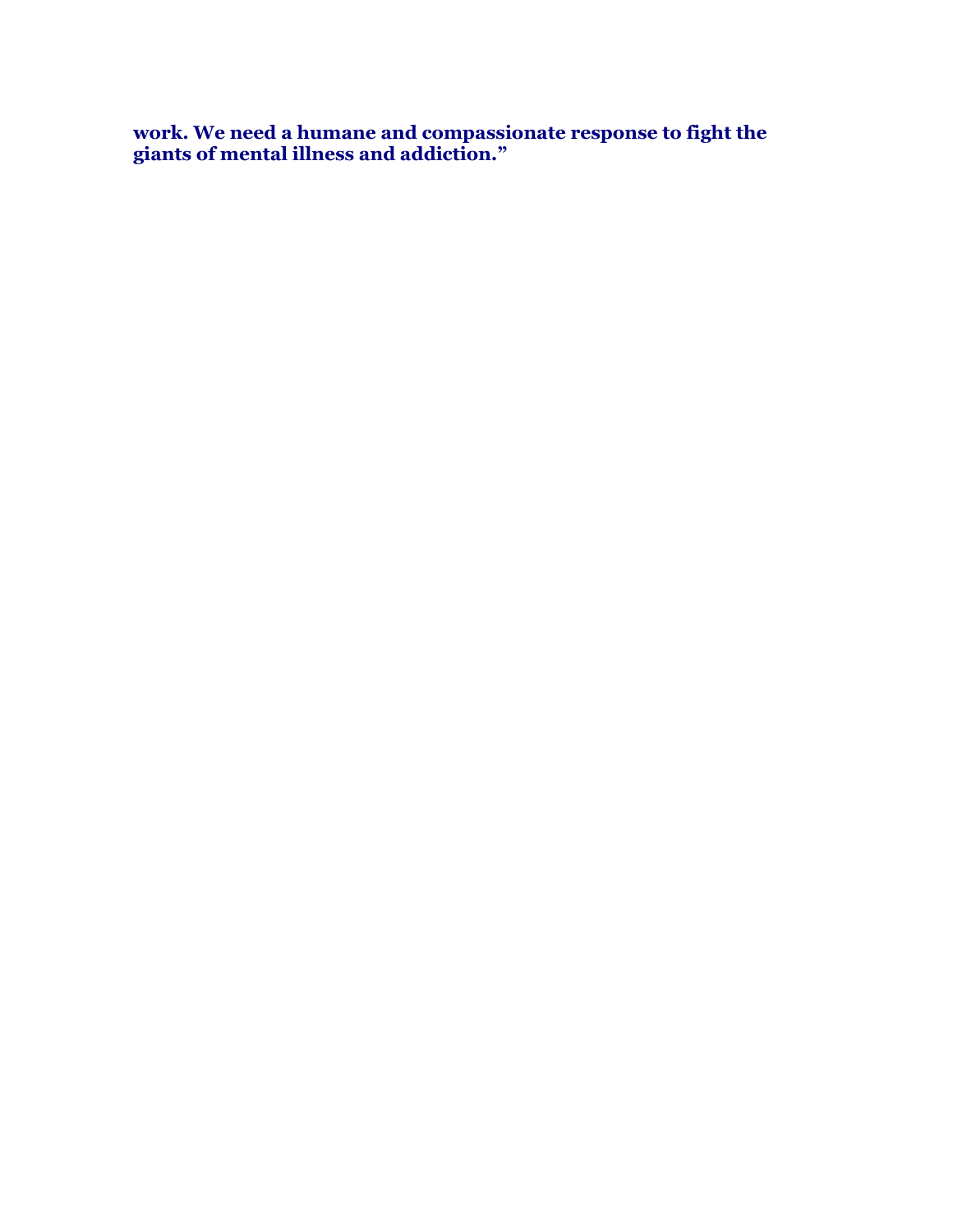**work. We need a humane and compassionate response to fight the giants of mental illness and addiction."**